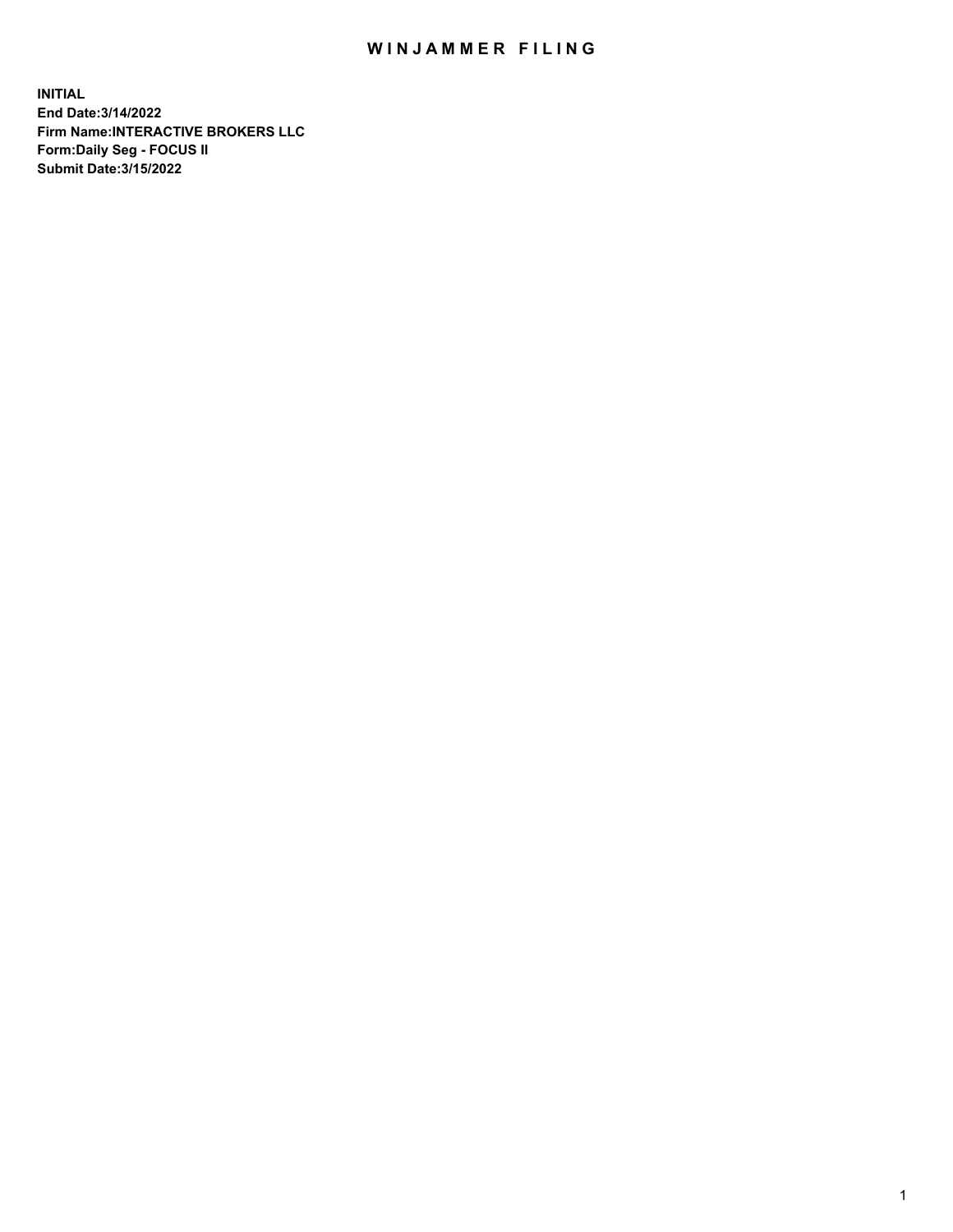# WINJAMMER FILING

**INITIAL**
**End Date:3/14/2022**
**Firm Name:INTERACTIVE BROKERS LLC**
**Form:Daily Seg - FOCUS II**
**Submit Date:3/15/2022**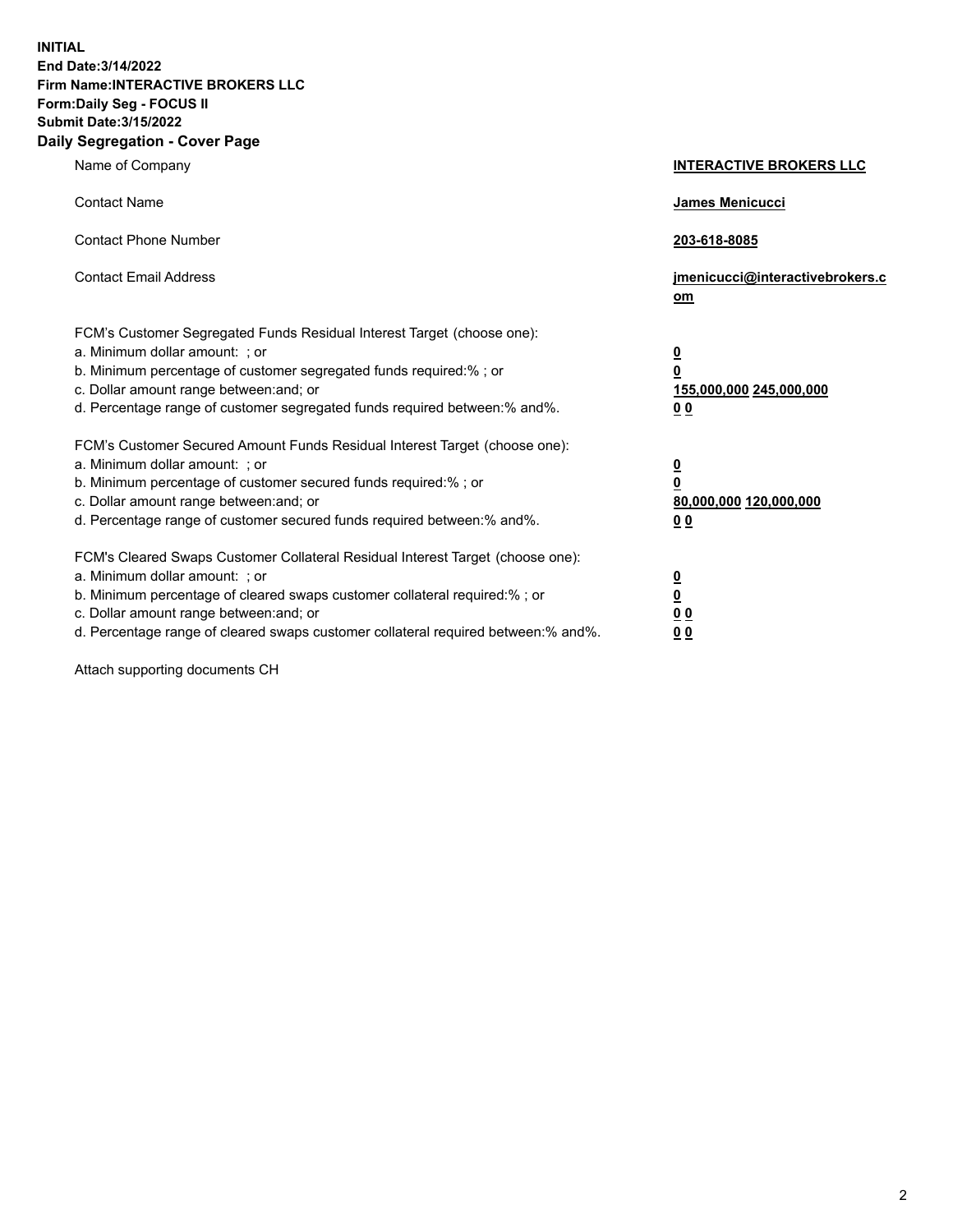**INITIAL**
**End Date:3/14/2022**
**Firm Name:INTERACTIVE BROKERS LLC**
**Form:Daily Seg - FOCUS II**
**Submit Date:3/15/2022**

## Daily Segregation - Cover Page

| | |
|---|---|
| Name of Company | **INTERACTIVE BROKERS LLC** |
| Contact Name | **James Menicucci** |
| Contact Phone Number | **203-618-8085** |
| Contact Email Address | **jmenicucci@interactivebrokers.com** |
| FCM's Customer Segregated Funds Residual Interest Target (choose one): | |
| a. Minimum dollar amount: ; or | **0** |
| b. Minimum percentage of customer segregated funds required:% ; or | **0** |
| c. Dollar amount range between:and; or | **155,000,000 245,000,000** |
| d. Percentage range of customer segregated funds required between:% and%. | **0 0** |
| FCM's Customer Secured Amount Funds Residual Interest Target (choose one): | |
| a. Minimum dollar amount: ; or | **0** |
| b. Minimum percentage of customer secured funds required:% ; or | **0** |
| c. Dollar amount range between:and; or | **80,000,000 120,000,000** |
| d. Percentage range of customer secured funds required between:% and%. | **0 0** |
| FCM's Cleared Swaps Customer Collateral Residual Interest Target (choose one): | |
| a. Minimum dollar amount: ; or | **0** |
| b. Minimum percentage of cleared swaps customer collateral required:% ; or | **0** |
| c. Dollar amount range between:and; or | **0 0** |
| d. Percentage range of cleared swaps customer collateral required between:% and%. | **0 0** |

Attach supporting documents CH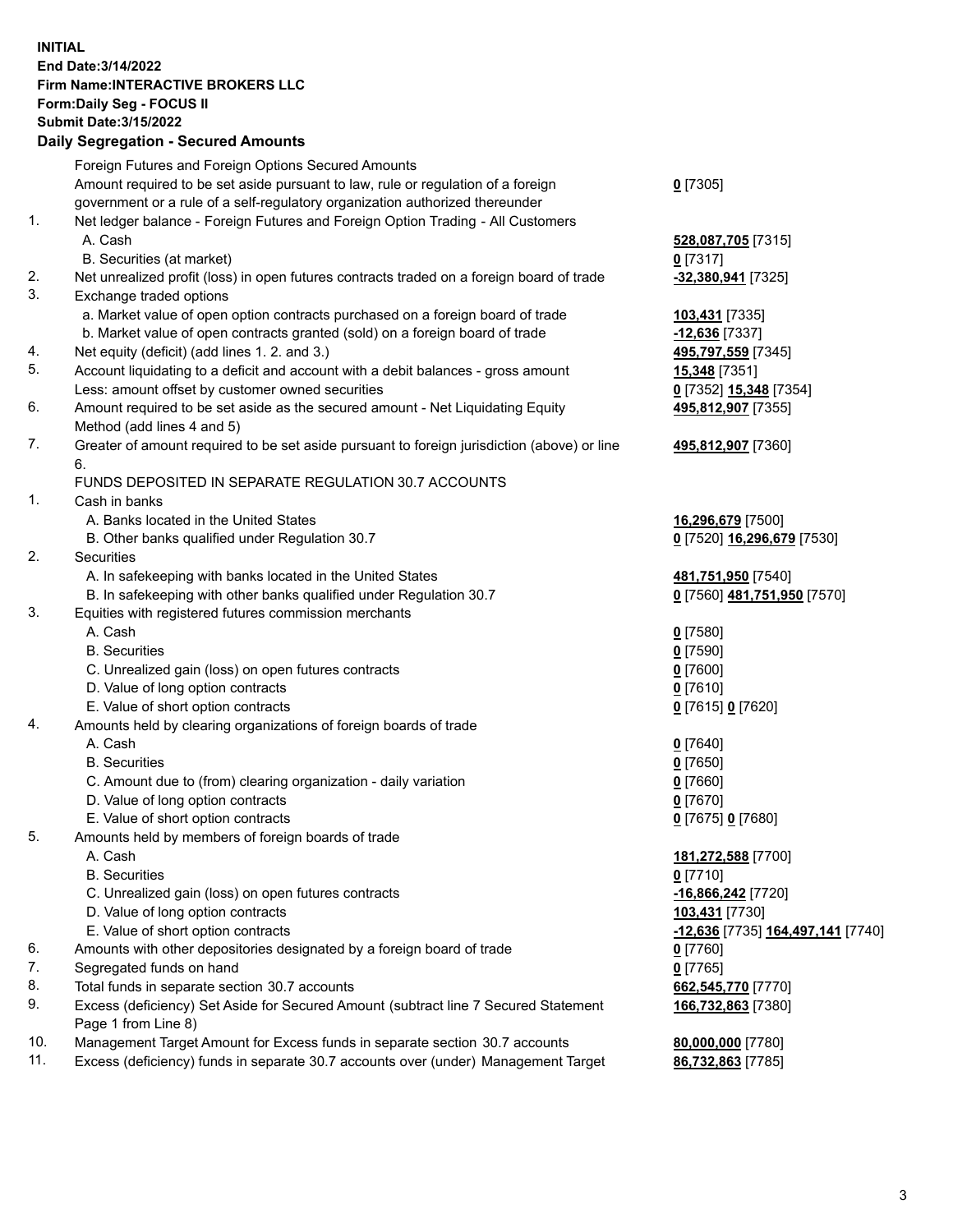**INITIAL**
**End Date:3/14/2022**
**Firm Name:INTERACTIVE BROKERS LLC**
**Form:Daily Seg - FOCUS II**
**Submit Date:3/15/2022**

### Daily Segregation - Secured Amounts

| | | |
|---|---|---|
| | Foreign Futures and Foreign Options Secured Amounts | |
| | Amount required to be set aside pursuant to law, rule or regulation of a foreign government or a rule of a self-regulatory organization authorized thereunder | **0** [7305] |
| 1. | Net ledger balance - Foreign Futures and Foreign Option Trading - All Customers | |
| | A. Cash | **528,087,705** [7315] |
| | B. Securities (at market) | **0** [7317] |
| 2. | Net unrealized profit (loss) in open futures contracts traded on a foreign board of trade | **-32,380,941** [7325] |
| 3. | Exchange traded options | |
| | a. Market value of open option contracts purchased on a foreign board of trade | **103,431** [7335] |
| | b. Market value of open contracts granted (sold) on a foreign board of trade | **-12,636** [7337] |
| 4. | Net equity (deficit) (add lines 1. 2. and 3.) | **495,797,559** [7345] |
| 5. | Account liquidating to a deficit and account with a debit balances - gross amount | **15,348** [7351] |
| | Less: amount offset by customer owned securities | **0** [7352] **15,348** [7354] |
| 6. | Amount required to be set aside as the secured amount - Net Liquidating Equity Method (add lines 4 and 5) | **495,812,907** [7355] |
| 7. | Greater of amount required to be set aside pursuant to foreign jurisdiction (above) or line 6. | **495,812,907** [7360] |
| | FUNDS DEPOSITED IN SEPARATE REGULATION 30.7 ACCOUNTS | |
| 1. | Cash in banks | |
| | A. Banks located in the United States | **16,296,679** [7500] |
| | B. Other banks qualified under Regulation 30.7 | **0** [7520] **16,296,679** [7530] |
| 2. | Securities | |
| | A. In safekeeping with banks located in the United States | **481,751,950** [7540] |
| | B. In safekeeping with other banks qualified under Regulation 30.7 | **0** [7560] **481,751,950** [7570] |
| 3. | Equities with registered futures commission merchants | |
| | A. Cash | **0** [7580] |
| | B. Securities | **0** [7590] |
| | C. Unrealized gain (loss) on open futures contracts | **0** [7600] |
| | D. Value of long option contracts | **0** [7610] |
| | E. Value of short option contracts | **0** [7615] **0** [7620] |
| 4. | Amounts held by clearing organizations of foreign boards of trade | |
| | A. Cash | **0** [7640] |
| | B. Securities | **0** [7650] |
| | C. Amount due to (from) clearing organization - daily variation | **0** [7660] |
| | D. Value of long option contracts | **0** [7670] |
| | E. Value of short option contracts | **0** [7675] **0** [7680] |
| 5. | Amounts held by members of foreign boards of trade | |
| | A. Cash | **181,272,588** [7700] |
| | B. Securities | **0** [7710] |
| | C. Unrealized gain (loss) on open futures contracts | **-16,866,242** [7720] |
| | D. Value of long option contracts | **103,431** [7730] |
| | E. Value of short option contracts | **-12,636** [7735] **164,497,141** [7740] |
| 6. | Amounts with other depositories designated by a foreign board of trade | **0** [7760] |
| 7. | Segregated funds on hand | **0** [7765] |
| 8. | Total funds in separate section 30.7 accounts | **662,545,770** [7770] |
| 9. | Excess (deficiency) Set Aside for Secured Amount (subtract line 7 Secured Statement Page 1 from Line 8) | **166,732,863** [7380] |
| 10. | Management Target Amount for Excess funds in separate section 30.7 accounts | **80,000,000** [7780] |
| 11. | Excess (deficiency) funds in separate 30.7 accounts over (under) Management Target | **86,732,863** [7785] |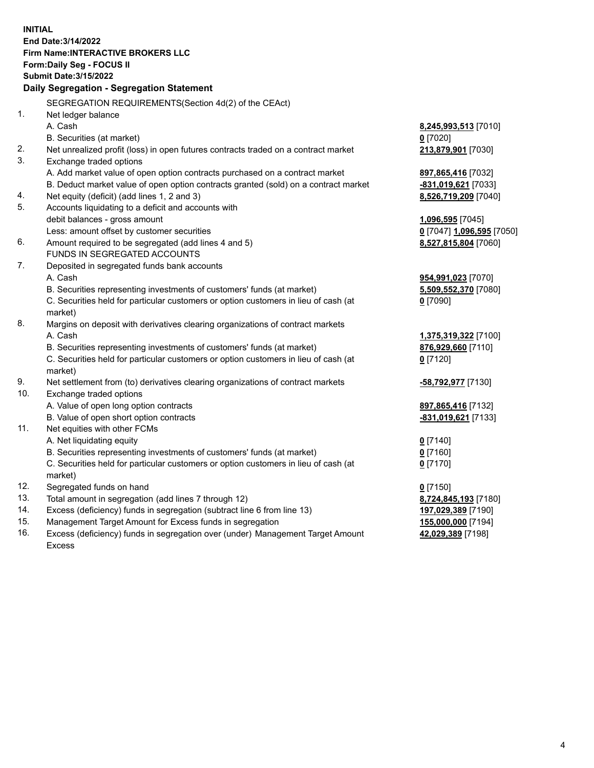**INITIAL**
**End Date:3/14/2022**
**Firm Name:INTERACTIVE BROKERS LLC**
**Form:Daily Seg - FOCUS II**
**Submit Date:3/15/2022**

## Daily Segregation - Segregation Statement

SEGREGATION REQUIREMENTS(Section 4d(2) of the CEAct)

| | | |
|---|---|---|
| 1. | Net ledger balance | |
| | A. Cash | **8,245,993,513** [7010] |
| | B. Securities (at market) | **0** [7020] |
| 2. | Net unrealized profit (loss) in open futures contracts traded on a contract market | **213,879,901** [7030] |
| 3. | Exchange traded options | |
| | A. Add market value of open option contracts purchased on a contract market | **897,865,416** [7032] |
| | B. Deduct market value of open option contracts granted (sold) on a contract market | **-831,019,621** [7033] |
| 4. | Net equity (deficit) (add lines 1, 2 and 3) | **8,526,719,209** [7040] |
| 5. | Accounts liquidating to a deficit and accounts with | |
| | debit balances - gross amount | **1,096,595** [7045] |
| | Less: amount offset by customer securities | **0** [7047] **1,096,595** [7050] |
| 6. | Amount required to be segregated (add lines 4 and 5) | **8,527,815,804** [7060] |
| | FUNDS IN SEGREGATED ACCOUNTS | |
| 7. | Deposited in segregated funds bank accounts | |
| | A. Cash | **954,991,023** [7070] |
| | B. Securities representing investments of customers' funds (at market) | **5,509,552,370** [7080] |
| | C. Securities held for particular customers or option customers in lieu of cash (at market) | **0** [7090] |
| 8. | Margins on deposit with derivatives clearing organizations of contract markets | |
| | A. Cash | **1,375,319,322** [7100] |
| | B. Securities representing investments of customers' funds (at market) | **876,929,660** [7110] |
| | C. Securities held for particular customers or option customers in lieu of cash (at market) | **0** [7120] |
| 9. | Net settlement from (to) derivatives clearing organizations of contract markets | **-58,792,977** [7130] |
| 10. | Exchange traded options | |
| | A. Value of open long option contracts | **897,865,416** [7132] |
| | B. Value of open short option contracts | **-831,019,621** [7133] |
| 11. | Net equities with other FCMs | |
| | A. Net liquidating equity | **0** [7140] |
| | B. Securities representing investments of customers' funds (at market) | **0** [7160] |
| | C. Securities held for particular customers or option customers in lieu of cash (at market) | **0** [7170] |
| 12. | Segregated funds on hand | **0** [7150] |
| 13. | Total amount in segregation (add lines 7 through 12) | **8,724,845,193** [7180] |
| 14. | Excess (deficiency) funds in segregation (subtract line 6 from line 13) | **197,029,389** [7190] |
| 15. | Management Target Amount for Excess funds in segregation | **155,000,000** [7194] |
| 16. | Excess (deficiency) funds in segregation over (under) Management Target Amount Excess | **42,029,389** [7198] |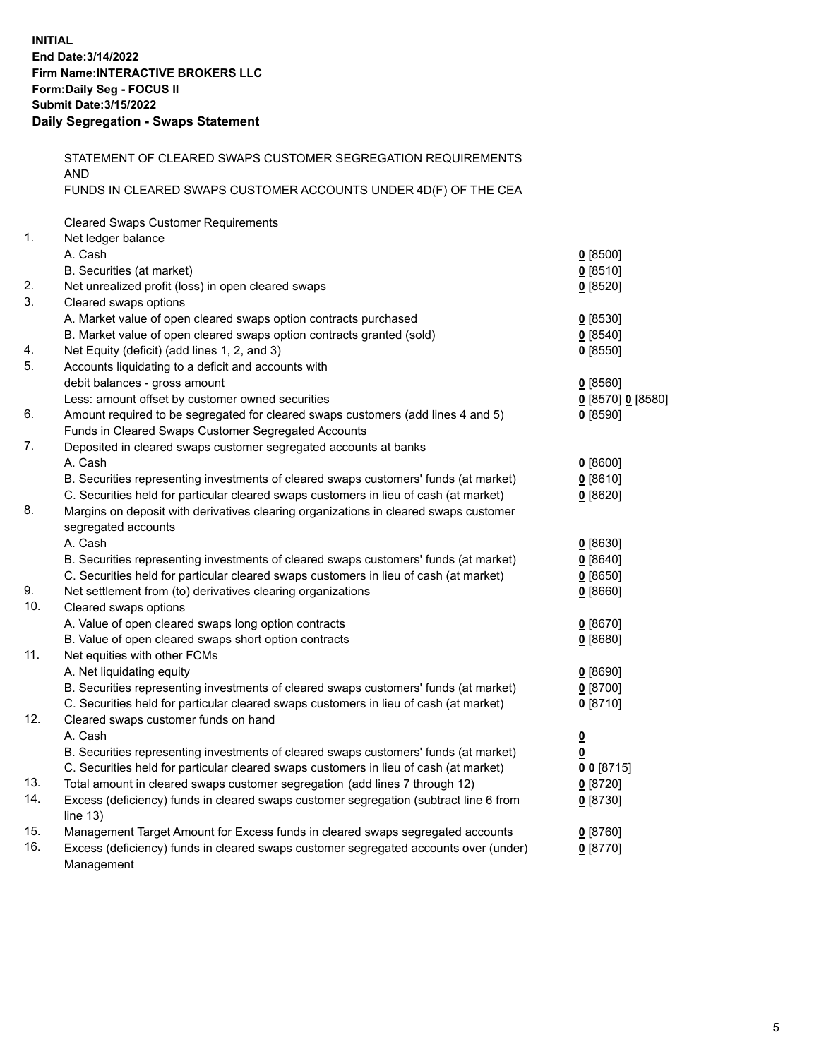**INITIAL**
**End Date:3/14/2022**
**Firm Name:INTERACTIVE BROKERS LLC**
**Form:Daily Seg - FOCUS II**
**Submit Date:3/15/2022**
**Daily Segregation - Swaps Statement**

STATEMENT OF CLEARED SWAPS CUSTOMER SEGREGATION REQUIREMENTS AND FUNDS IN CLEARED SWAPS CUSTOMER ACCOUNTS UNDER 4D(F) OF THE CEA

| | | |
|---|---|---|
| | Cleared Swaps Customer Requirements | |
| 1. | Net ledger balance | |
| | A. Cash | 0 [8500] |
| | B. Securities (at market) | 0 [8510] |
| 2. | Net unrealized profit (loss) in open cleared swaps | 0 [8520] |
| 3. | Cleared swaps options | |
| | A. Market value of open cleared swaps option contracts purchased | 0 [8530] |
| | B. Market value of open cleared swaps option contracts granted (sold) | 0 [8540] |
| 4. | Net Equity (deficit) (add lines 1, 2, and 3) | 0 [8550] |
| 5. | Accounts liquidating to a deficit and accounts with debit balances - gross amount | 0 [8560] |
| | Less: amount offset by customer owned securities | 0 [8570] 0 [8580] |
| 6. | Amount required to be segregated for cleared swaps customers (add lines 4 and 5) | 0 [8590] |
| | Funds in Cleared Swaps Customer Segregated Accounts | |
| 7. | Deposited in cleared swaps customer segregated accounts at banks | |
| | A. Cash | 0 [8600] |
| | B. Securities representing investments of cleared swaps customers' funds (at market) | 0 [8610] |
| | C. Securities held for particular cleared swaps customers in lieu of cash (at market) | 0 [8620] |
| 8. | Margins on deposit with derivatives clearing organizations in cleared swaps customer segregated accounts | |
| | A. Cash | 0 [8630] |
| | B. Securities representing investments of cleared swaps customers' funds (at market) | 0 [8640] |
| | C. Securities held for particular cleared swaps customers in lieu of cash (at market) | 0 [8650] |
| 9. | Net settlement from (to) derivatives clearing organizations | 0 [8660] |
| 10. | Cleared swaps options | |
| | A. Value of open cleared swaps long option contracts | 0 [8670] |
| | B. Value of open cleared swaps short option contracts | 0 [8680] |
| 11. | Net equities with other FCMs | |
| | A. Net liquidating equity | 0 [8690] |
| | B. Securities representing investments of cleared swaps customers' funds (at market) | 0 [8700] |
| | C. Securities held for particular cleared swaps customers in lieu of cash (at market) | 0 [8710] |
| 12. | Cleared swaps customer funds on hand | |
| | A. Cash | 0 |
| | B. Securities representing investments of cleared swaps customers' funds (at market) | 0 |
| | C. Securities held for particular cleared swaps customers in lieu of cash (at market) | 0 0 [8715] |
| 13. | Total amount in cleared swaps customer segregation (add lines 7 through 12) | 0 [8720] |
| 14. | Excess (deficiency) funds in cleared swaps customer segregation (subtract line 6 from line 13) | 0 [8730] |
| 15. | Management Target Amount for Excess funds in cleared swaps segregated accounts | 0 [8760] |
| 16. | Excess (deficiency) funds in cleared swaps customer segregated accounts over (under) Management | 0 [8770] |